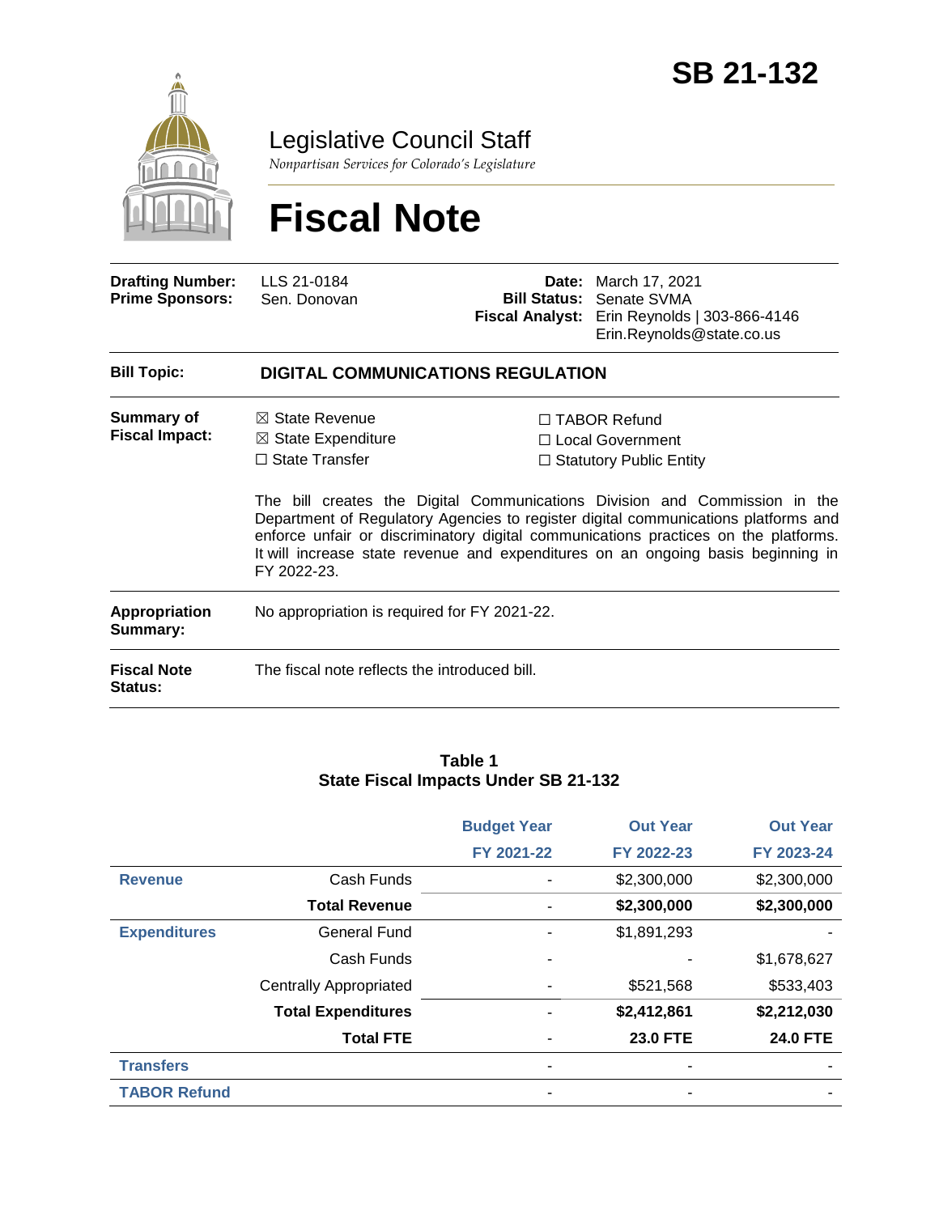# SB 21-132

## Legislative Council Staff

*Nonpartisan Services for Colorado's Legislature*

# Fiscal Note

| | | | |
|---|---|---|---|
| **Drafting Number:** | LLS 21-0184 | **Date:** | March 17, 2021 |
| **Prime Sponsors:** | Sen. Donovan | **Bill Status:** | Senate SVMA |
| | | **Fiscal Analyst:** | Erin Reynolds \| 303-866-4146 Erin.Reynolds@state.co.us |

**Bill Topic:** **DIGITAL COMMUNICATIONS REGULATION**

**Summary of Fiscal Impact:**

☒ State Revenue
☒ State Expenditure
☐ State Transfer
☐ TABOR Refund
☐ Local Government
☐ Statutory Public Entity

The bill creates the Digital Communications Division and Commission in the Department of Regulatory Agencies to register digital communications platforms and enforce unfair or discriminatory digital communications practices on the platforms. It will increase state revenue and expenditures on an ongoing basis beginning in FY 2022-23.

**Appropriation Summary:** No appropriation is required for FY 2021-22.

**Fiscal Note Status:** The fiscal note reflects the introduced bill.

**Table 1**
**State Fiscal Impacts Under SB 21-132**

| | | Budget Year FY 2021-22 | Out Year FY 2022-23 | Out Year FY 2023-24 |
|---|---|---|---|---|
| **Revenue** | Cash Funds | - | $2,300,000 | $2,300,000 |
| | **Total Revenue** | - | **$2,300,000** | **$2,300,000** |
| **Expenditures** | General Fund | - | $1,891,293 | - |
| | Cash Funds | - | - | $1,678,627 |
| | Centrally Appropriated | - | $521,568 | $533,403 |
| | **Total Expenditures** | - | **$2,412,861** | **$2,212,030** |
| | **Total FTE** | - | **23.0 FTE** | **24.0 FTE** |
| **Transfers** | | - | - | - |
| **TABOR Refund** | | - | - | - |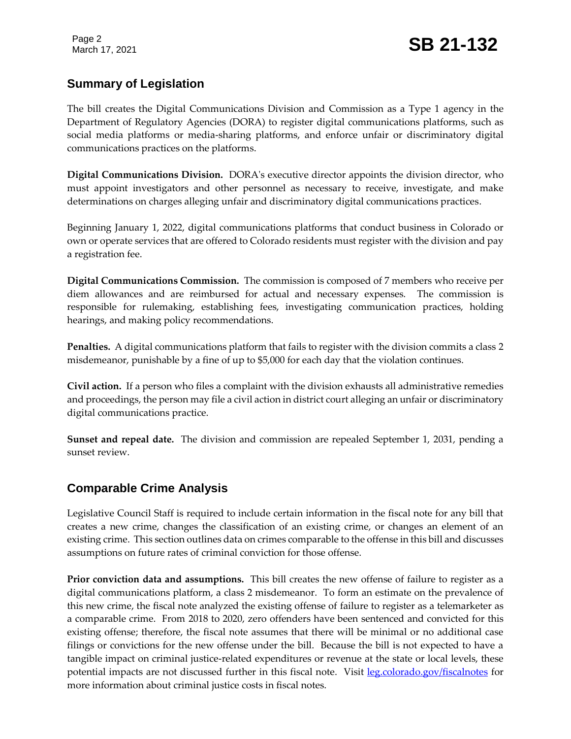## Summary of Legislation

The bill creates the Digital Communications Division and Commission as a Type 1 agency in the Department of Regulatory Agencies (DORA) to register digital communications platforms, such as social media platforms or media-sharing platforms, and enforce unfair or discriminatory digital communications practices on the platforms.

**Digital Communications Division.** DORA's executive director appoints the division director, who must appoint investigators and other personnel as necessary to receive, investigate, and make determinations on charges alleging unfair and discriminatory digital communications practices.

Beginning January 1, 2022, digital communications platforms that conduct business in Colorado or own or operate services that are offered to Colorado residents must register with the division and pay a registration fee.

**Digital Communications Commission.** The commission is composed of 7 members who receive per diem allowances and are reimbursed for actual and necessary expenses. The commission is responsible for rulemaking, establishing fees, investigating communication practices, holding hearings, and making policy recommendations.

**Penalties.** A digital communications platform that fails to register with the division commits a class 2 misdemeanor, punishable by a fine of up to $5,000 for each day that the violation continues.

**Civil action.** If a person who files a complaint with the division exhausts all administrative remedies and proceedings, the person may file a civil action in district court alleging an unfair or discriminatory digital communications practice.

**Sunset and repeal date.** The division and commission are repealed September 1, 2031, pending a sunset review.

## Comparable Crime Analysis

Legislative Council Staff is required to include certain information in the fiscal note for any bill that creates a new crime, changes the classification of an existing crime, or changes an element of an existing crime. This section outlines data on crimes comparable to the offense in this bill and discusses assumptions on future rates of criminal conviction for those offense.

**Prior conviction data and assumptions.** This bill creates the new offense of failure to register as a digital communications platform, a class 2 misdemeanor. To form an estimate on the prevalence of this new crime, the fiscal note analyzed the existing offense of failure to register as a telemarketer as a comparable crime. From 2018 to 2020, zero offenders have been sentenced and convicted for this existing offense; therefore, the fiscal note assumes that there will be minimal or no additional case filings or convictions for the new offense under the bill. Because the bill is not expected to have a tangible impact on criminal justice-related expenditures or revenue at the state or local levels, these potential impacts are not discussed further in this fiscal note. Visit leg.colorado.gov/fiscalnotes for more information about criminal justice costs in fiscal notes.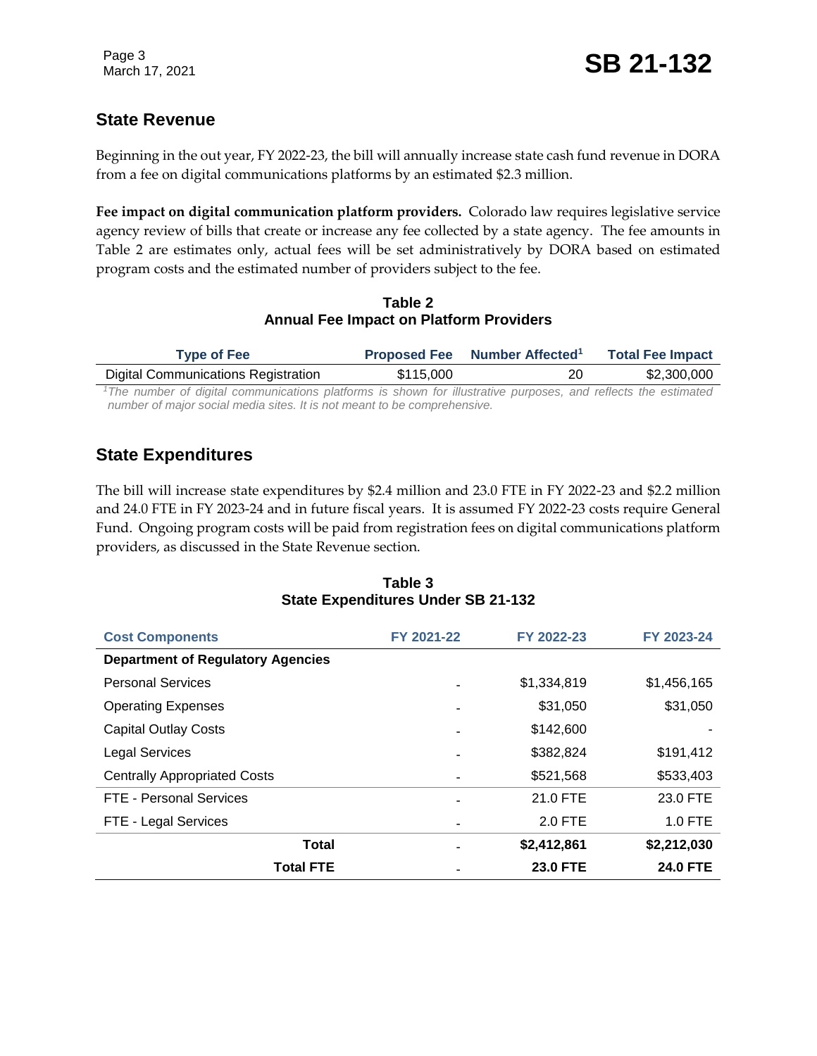## State Revenue

Beginning in the out year, FY 2022-23, the bill will annually increase state cash fund revenue in DORA from a fee on digital communications platforms by an estimated $2.3 million.

**Fee impact on digital communication platform providers.** Colorado law requires legislative service agency review of bills that create or increase any fee collected by a state agency. The fee amounts in Table 2 are estimates only, actual fees will be set administratively by DORA based on estimated program costs and the estimated number of providers subject to the fee.

**Table 2**
**Annual Fee Impact on Platform Providers**

| Type of Fee | Proposed Fee | Number Affected[1] | Total Fee Impact |
|---|---|---|---|
| Digital Communications Registration | $115,000 | 20 | $2,300,000 |

*[1]The number of digital communications platforms is shown for illustrative purposes, and reflects the estimated number of major social media sites. It is not meant to be comprehensive.*

## State Expenditures

The bill will increase state expenditures by $2.4 million and 23.0 FTE in FY 2022-23 and $2.2 million and 24.0 FTE in FY 2023-24 and in future fiscal years. It is assumed FY 2022-23 costs require General Fund. Ongoing program costs will be paid from registration fees on digital communications platform providers, as discussed in the State Revenue section.

**Table 3**
**State Expenditures Under SB 21-132**

| Cost Components | FY 2021-22 | FY 2022-23 | FY 2023-24 |
|---|---|---|---|
| **Department of Regulatory Agencies** | | | |
| Personal Services | - | $1,334,819 | $1,456,165 |
| Operating Expenses | - | $31,050 | $31,050 |
| Capital Outlay Costs | - | $142,600 | - |
| Legal Services | - | $382,824 | $191,412 |
| Centrally Appropriated Costs | - | $521,568 | $533,403 |
| FTE - Personal Services | - | 21.0 FTE | 23.0 FTE |
| FTE - Legal Services | - | 2.0 FTE | 1.0 FTE |
| **Total** | - | **$2,412,861** | **$2,212,030** |
| **Total FTE** | - | **23.0 FTE** | **24.0 FTE** |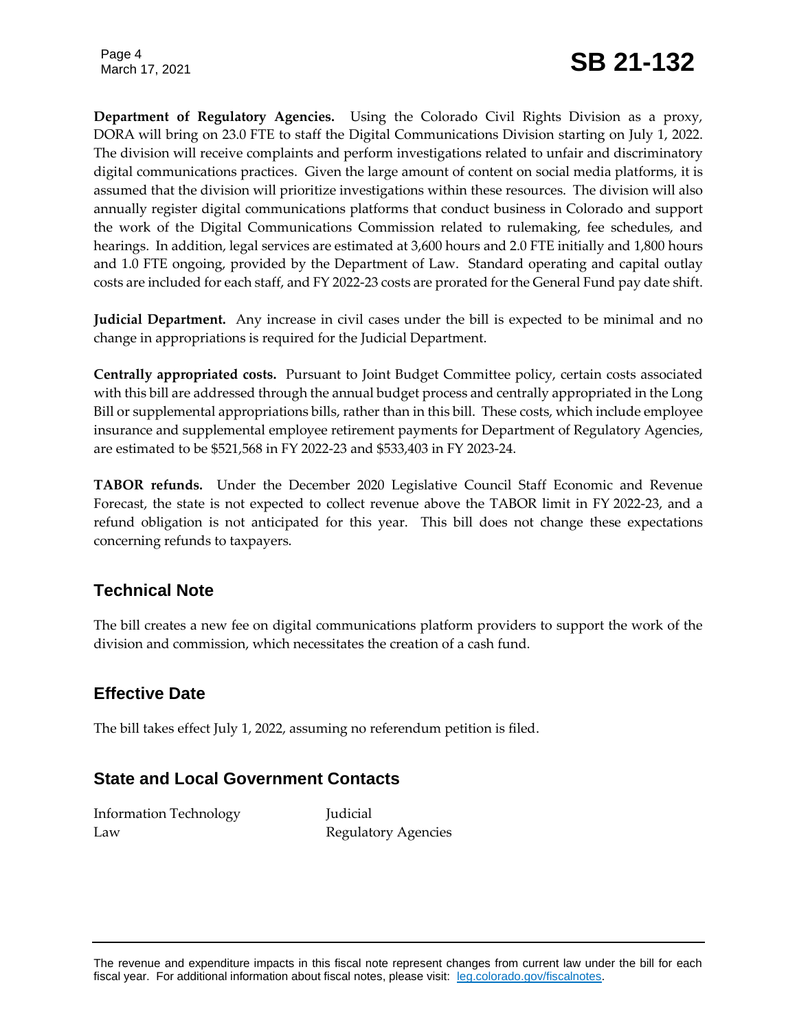**Department of Regulatory Agencies.** Using the Colorado Civil Rights Division as a proxy, DORA will bring on 23.0 FTE to staff the Digital Communications Division starting on July 1, 2022. The division will receive complaints and perform investigations related to unfair and discriminatory digital communications practices. Given the large amount of content on social media platforms, it is assumed that the division will prioritize investigations within these resources. The division will also annually register digital communications platforms that conduct business in Colorado and support the work of the Digital Communications Commission related to rulemaking, fee schedules, and hearings. In addition, legal services are estimated at 3,600 hours and 2.0 FTE initially and 1,800 hours and 1.0 FTE ongoing, provided by the Department of Law. Standard operating and capital outlay costs are included for each staff, and FY 2022-23 costs are prorated for the General Fund pay date shift.

**Judicial Department.** Any increase in civil cases under the bill is expected to be minimal and no change in appropriations is required for the Judicial Department.

**Centrally appropriated costs.** Pursuant to Joint Budget Committee policy, certain costs associated with this bill are addressed through the annual budget process and centrally appropriated in the Long Bill or supplemental appropriations bills, rather than in this bill. These costs, which include employee insurance and supplemental employee retirement payments for Department of Regulatory Agencies, are estimated to be $521,568 in FY 2022-23 and $533,403 in FY 2023-24.

**TABOR refunds.** Under the December 2020 Legislative Council Staff Economic and Revenue Forecast, the state is not expected to collect revenue above the TABOR limit in FY 2022-23, and a refund obligation is not anticipated for this year. This bill does not change these expectations concerning refunds to taxpayers.

## Technical Note

The bill creates a new fee on digital communications platform providers to support the work of the division and commission, which necessitates the creation of a cash fund.

## Effective Date

The bill takes effect July 1, 2022, assuming no referendum petition is filed.

## State and Local Government Contacts

| | |
|---|---|
| Information Technology | Judicial |
| Law | Regulatory Agencies |

The revenue and expenditure impacts in this fiscal note represent changes from current law under the bill for each fiscal year. For additional information about fiscal notes, please visit: leg.colorado.gov/fiscalnotes.